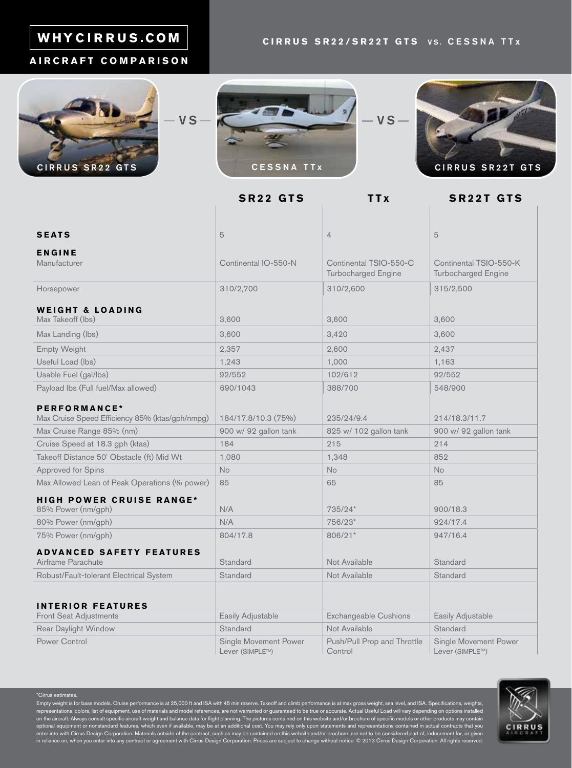# WHYCIRRUS.COM

## AIRCRAFT COMPARISON

## CIRRUS SR22/SR22T GTS vs. CESSNA TTx

CIRRUS SR22 GTS — VS — CESSNA TTx — VS — CIRRUS SR22T GTS

| | SR22 GTS | TTx | SR22T GTS |
|---|---|---|---|
| **SEATS** | 5 | 4 | 5 |
| **ENGINE** | | | |
| Manufacturer | Continental IO-550-N | Continental TSIO-550-C Turbocharged Engine | Continental TSIO-550-K Turbocharged Engine |
| Horsepower | 310/2,700 | 310/2,600 | 315/2,500 |
| **WEIGHT & LOADING** | | | |
| Max Takeoff (lbs) | 3,600 | 3,600 | 3,600 |
| Max Landing (lbs) | 3,600 | 3,420 | 3,600 |
| Empty Weight | 2,357 | 2,600 | 2,437 |
| Useful Load (lbs) | 1,243 | 1,000 | 1,163 |
| Usable Fuel (gal/lbs) | 92/552 | 102/612 | 92/552 |
| Payload lbs (Full fuel/Max allowed) | 690/1043 | 388/700 | 548/900 |
| **PERFORMANCE*** | | | |
| Max Cruise Speed Efficiency 85% (ktas/gph/nmpg) | 184/17.8/10.3 (75%) | 235/24/9.4 | 214/18.3/11.7 |
| Max Cruise Range 85% (nm) | 900 w/ 92 gallon tank | 825 w/ 102 gallon tank | 900 w/ 92 gallon tank |
| Cruise Speed at 18.3 gph (ktas) | 184 | 215 | 214 |
| Takeoff Distance 50' Obstacle (ft) Mid Wt | 1,080 | 1,348 | 852 |
| Approved for Spins | No | No | No |
| Max Allowed Lean of Peak Operations (% power) | 85 | 65 | 85 |
| **HIGH POWER CRUISE RANGE*** | | | |
| 85% Power (nm/gph) | N/A | 735/24* | 900/18.3 |
| 80% Power (nm/gph) | N/A | 756/23* | 924/17.4 |
| 75% Power (nm/gph) | 804/17.8 | 806/21* | 947/16.4 |
| **ADVANCED SAFETY FEATURES** | | | |
| Airframe Parachute | Standard | Not Available | Standard |
| Robust/Fault-tolerant Electrical System | Standard | Not Available | Standard |
| **INTERIOR FEATURES** | | | |
| Front Seat Adjustments | Easily Adjustable | Exchangeable Cushions | Easily Adjustable |
| Rear Daylight Window | Standard | Not Available | Standard |
| Power Control | Single Movement Power Lever (SIMPLE™) | Push/Pull Prop and Throttle Control | Single Movement Power Lever (SIMPLE™) |

*Cirrus estimates.

Empty weight is for base models. Cruise performance is at 25,000 ft and ISA with 45 min reserve. Takeoff and climb performance is at max gross weight, sea level, and ISA. Specifications, weights, representations, colors, list of equipment, use of materials and model references, are not warranted or guaranteed to be true or accurate. Actual Useful Load will vary depending on options installed on the aircraft. Always consult specific aircraft weight and balance data for flight planning. The pictures contained on this website and/or brochure of specific models or other products may contain optional equipment or nonstandard features, which even if available, may be at an additional cost. You may rely only upon statements and representations contained in actual contracts that you enter into with Cirrus Design Corporation. Materials outside of the contract, such as may be contained on this website and/or brochure, are not to be considered part of, inducement for, or given in reliance on, when you enter into any contract or agreement with Cirrus Design Corporation. Prices are subject to change without notice. © 2013 Cirrus Design Corporation. All rights reserved.

CIRRUS AIRCRAFT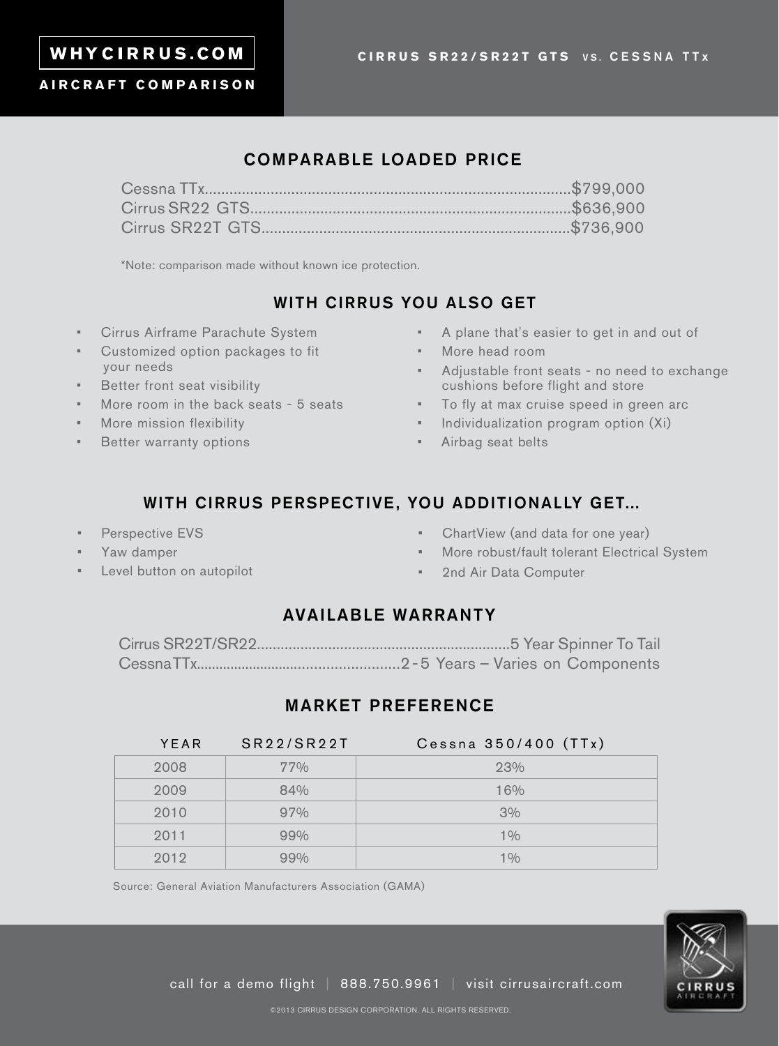WHYCIRRUS.COM

AIRCRAFT COMPARISON

CIRRUS SR22/SR22T GTS vs. CESSNA TTx

## COMPARABLE LOADED PRICE

Cessna TTx.......................................................................................$799,000
Cirrus SR22 GTS............................................................................$636,900
Cirrus SR22T GTS.........................................................................$736,900

*Note: comparison made without known ice protection.

## WITH CIRRUS YOU ALSO GET

- Cirrus Airframe Parachute System
- Customized option packages to fit your needs
- Better front seat visibility
- More room in the back seats - 5 seats
- More mission flexibility
- Better warranty options
- A plane that's easier to get in and out of
- More head room
- Adjustable front seats - no need to exchange cushions before flight and store
- To fly at max cruise speed in green arc
- Individualization program option (Xi)
- Airbag seat belts

## WITH CIRRUS PERSPECTIVE, YOU ADDITIONALLY GET...

- Perspective EVS
- Yaw damper
- Level button on autopilot
- ChartView (and data for one year)
- More robust/fault tolerant Electrical System
- 2nd Air Data Computer

## AVAILABLE WARRANTY

Cirrus SR22T/SR22...............................................................5 Year Spinner To Tail
Cessna TTx...................................................2-5 Years – Varies on Components

## MARKET PREFERENCE

| YEAR | SR22/SR22T | Cessna 350/400 (TTx) |
|---|---|---|
| 2008 | 77% | 23% |
| 2009 | 84% | 16% |
| 2010 | 97% | 3% |
| 2011 | 99% | 1% |
| 2012 | 99% | 1% |

Source: General Aviation Manufacturers Association (GAMA)

call for a demo flight | 888.750.9961 | visit cirrusaircraft.com

©2013 CIRRUS DESIGN CORPORATION. ALL RIGHTS RESERVED.